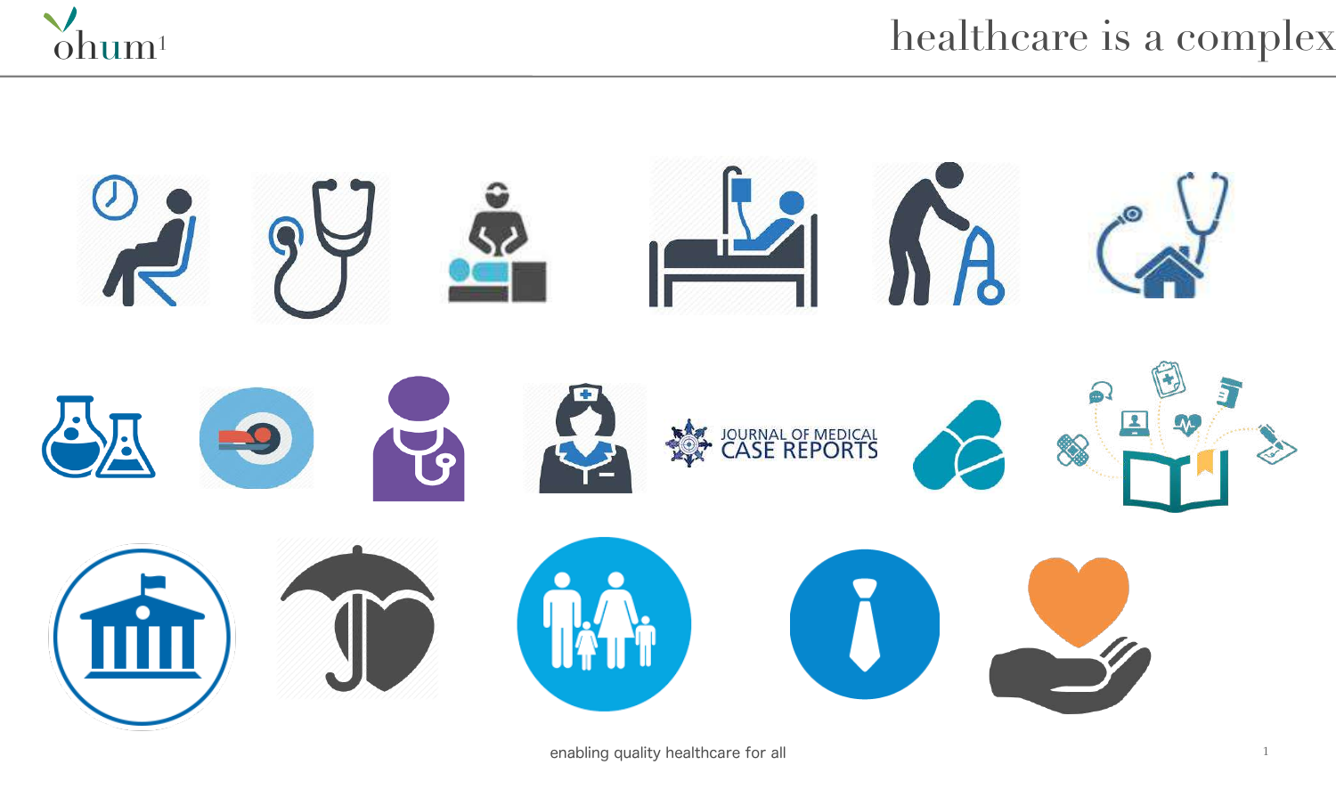# healthcare is a complex

JOURNAL OF MEDICAL CASE REPORTS

enabling quality healthcare for all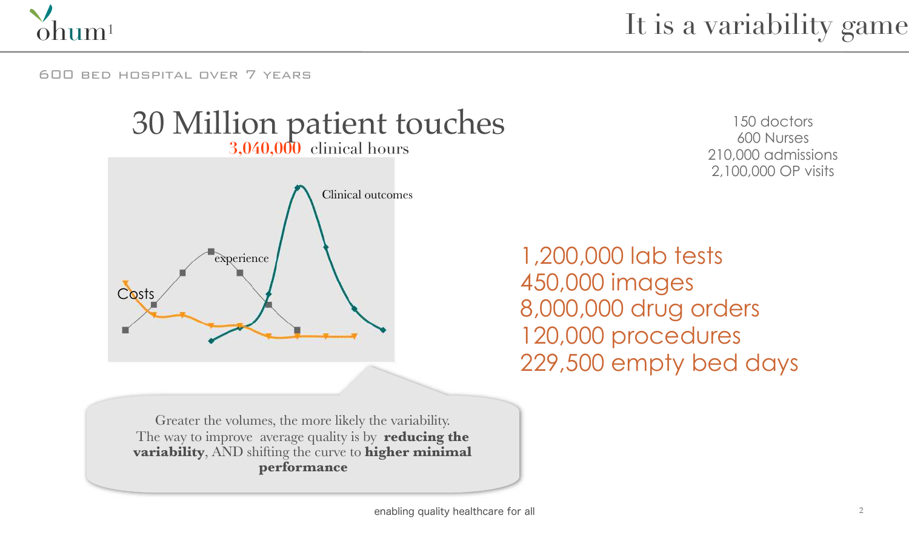# It is a variability game

600 BED HOSPITAL OVER 7 YEARS

## 30 Million patient touches

3,040,000 clinical hours

Clinical outcomes

experience

Costs

150 doctors
600 Nurses
210,000 admissions
2,100,000 OP visits

1,200,000 lab tests
450,000 images
8,000,000 drug orders
120,000 procedures
229,500 empty bed days

Greater the volumes, the more likely the variability. The way to improve average quality is by **reducing the variability**, AND shifting the curve to **higher minimal performance**

enabling quality healthcare for all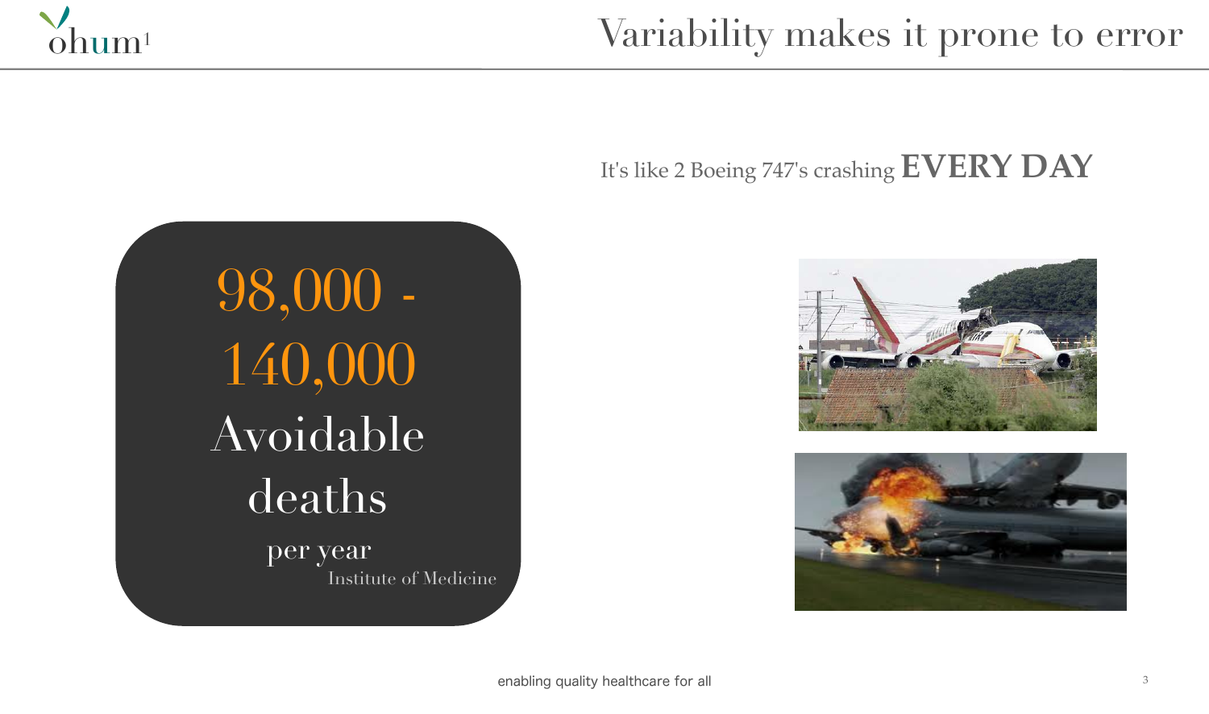# Variability makes it prone to error

It's like 2 Boeing 747's crashing **EVERY DAY**

98,000 - 140,000

Avoidable deaths

per year

Institute of Medicine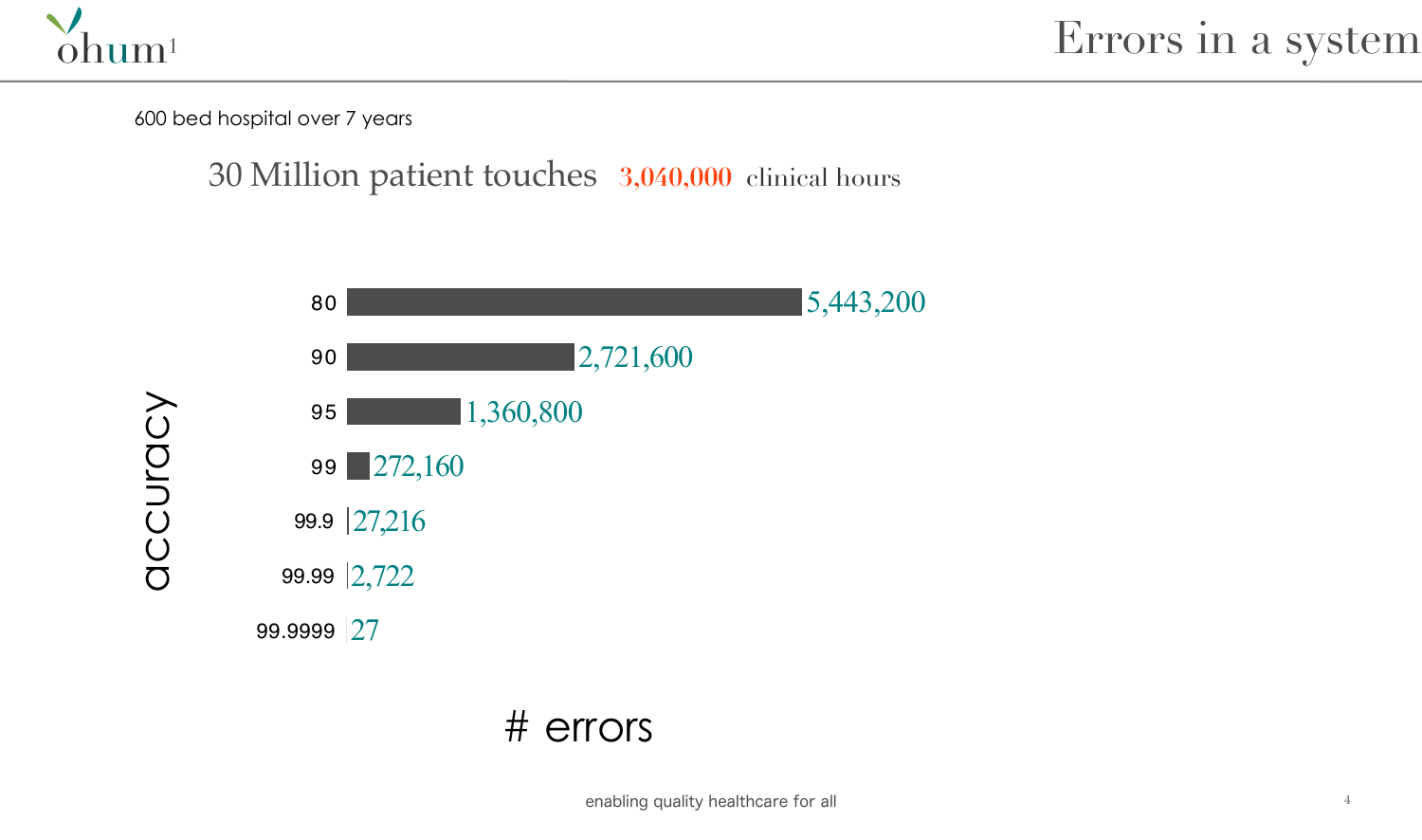# Errors in a system

600 bed hospital over 7 years

30 Million patient touches **3,040,000** clinical hours

accuracy

80 5,443,200

90 2,721,600

95 1,360,800

99 272,160

99.9 27,216

99.99 2,722

99.9999 27

# errors

enabling quality healthcare for all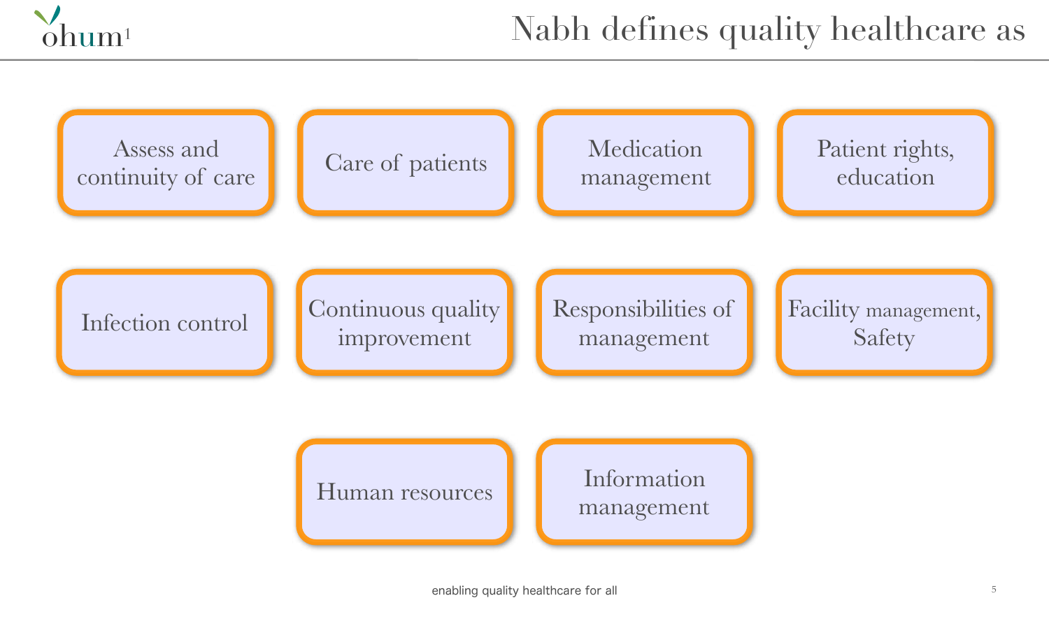# Nabh defines quality healthcare as

- Assess and continuity of care
- Care of patients
- Medication management
- Patient rights, education
- Infection control
- Continuous quality improvement
- Responsibilities of management
- Facility management, Safety
- Human resources
- Information management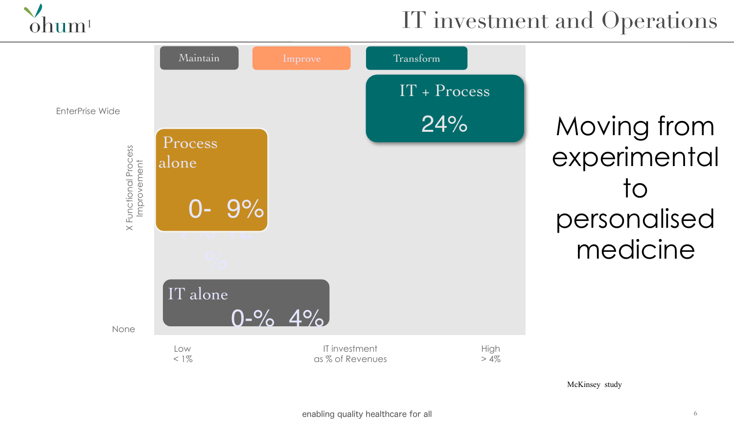# IT investment and Operations

Maintain

Improve

Transform

IT + Process

24%

EnterPrise Wide

X Functional Process Improvement

Process alone

0- 9%

IT alone

0-% 4%

None

Low
< 1%

IT investment
as % of Revenues

High
> 4%

Moving from experimental to personalised medicine

McKinsey study

enabling quality healthcare for all